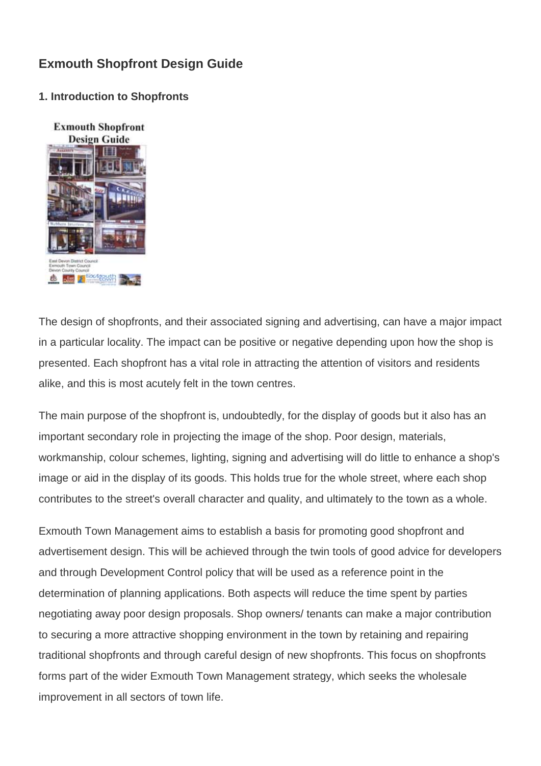# Exmouth Shopfront Design Guide

## 1. Introduction to Shopfronts

The design of shopfronts, and their associated signing and advertising, can have a major impact in a particular locality. The impact can be positive or negative depending upon how the shop is presented. Each shopfront has a vital role in attracting the attention of visitors and residents alike, and this is most acutely felt in the town centres.

The main purpose of the shopfront is, undoubtedly, for the display of goods but it also has an important secondary role in projecting the image of the shop. Poor design, materials, workmanship, colour schemes, lighting, signing and advertising will do little to enhance a shop's image or aid in the display of its goods. This holds true for the whole street, where each shop contributes to the street's overall character and quality, and ultimately to the town as a whole.

Exmouth Town Management aims to establish a basis for promoting good shopfront and advertisement design. This will be achieved through the twin tools of good advice for developers and through Development Control policy that will be used as a reference point in the determination of planning applications. Both aspects will reduce the time spent by parties negotiating away poor design proposals. Shop owners/ tenants can make a major contribution to securing a more attractive shopping environment in the town by retaining and repairing traditional shopfronts and through careful design of new shopfronts. This focus on shopfronts forms part of the wider Exmouth Town Management strategy, which seeks the wholesale improvement in all sectors of town life.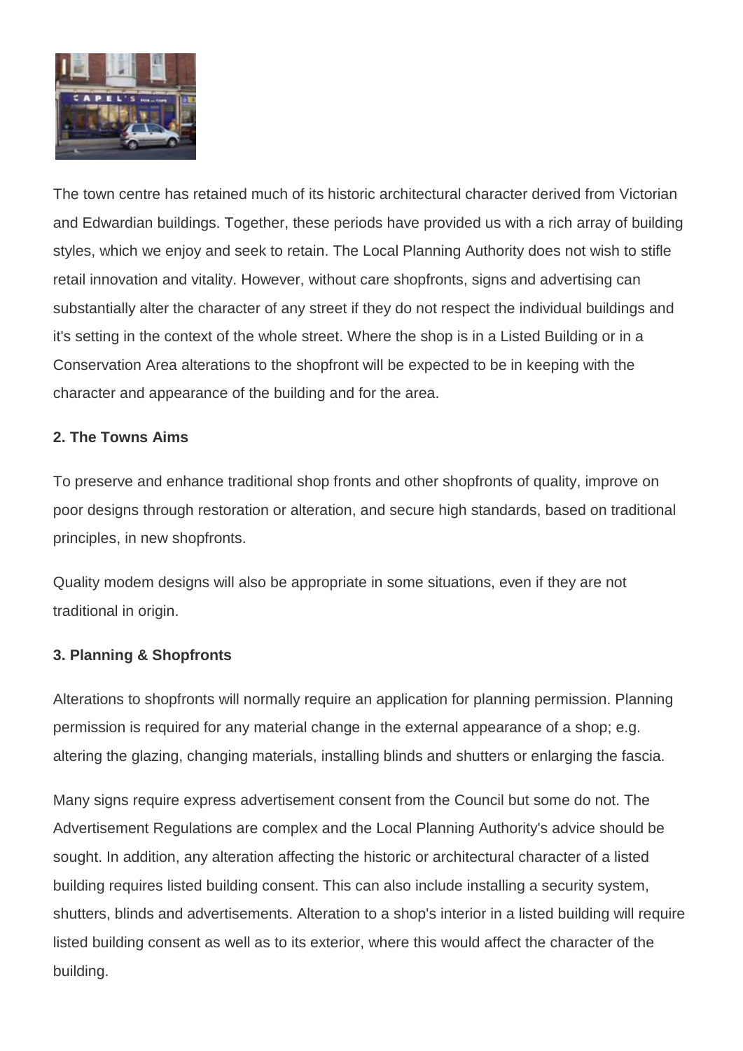The town centre has retained much of its historic architectural character derived from Victorian and Edwardian buildings. Together, these periods have provided us with a rich array of building styles, which we enjoy and seek to retain. The Local Planning Authority does not wish to stifle retail innovation and vitality. However, without care shopfronts, signs and advertising can substantially alter the character of any street if they do not respect the individual buildings and it's setting in the context of the whole street. Where the shop is in a Listed Building or in a Conservation Area alterations to the shopfront will be expected to be in keeping with the character and appearance of the building and for the area.

**2. The Towns Aims**

To preserve and enhance traditional shop fronts and other shopfronts of quality, improve on poor designs through restoration or alteration, and secure high standards, based on traditional principles, in new shopfronts.

Quality modem designs will also be appropriate in some situations, even if they are not traditional in origin.

**3. Planning & Shopfronts**

Alterations to shopfronts will normally require an application for planning permission. Planning permission is required for any material change in the external appearance of a shop; e.g. altering the glazing, changing materials, installing blinds and shutters or enlarging the fascia.

Many signs require express advertisement consent from the Council but some do not. The Advertisement Regulations are complex and the Local Planning Authority's advice should be sought. In addition, any alteration affecting the historic or architectural character of a listed building requires listed building consent. This can also include installing a security system, shutters, blinds and advertisements. Alteration to a shop's interior in a listed building will require listed building consent as well as to its exterior, where this would affect the character of the building.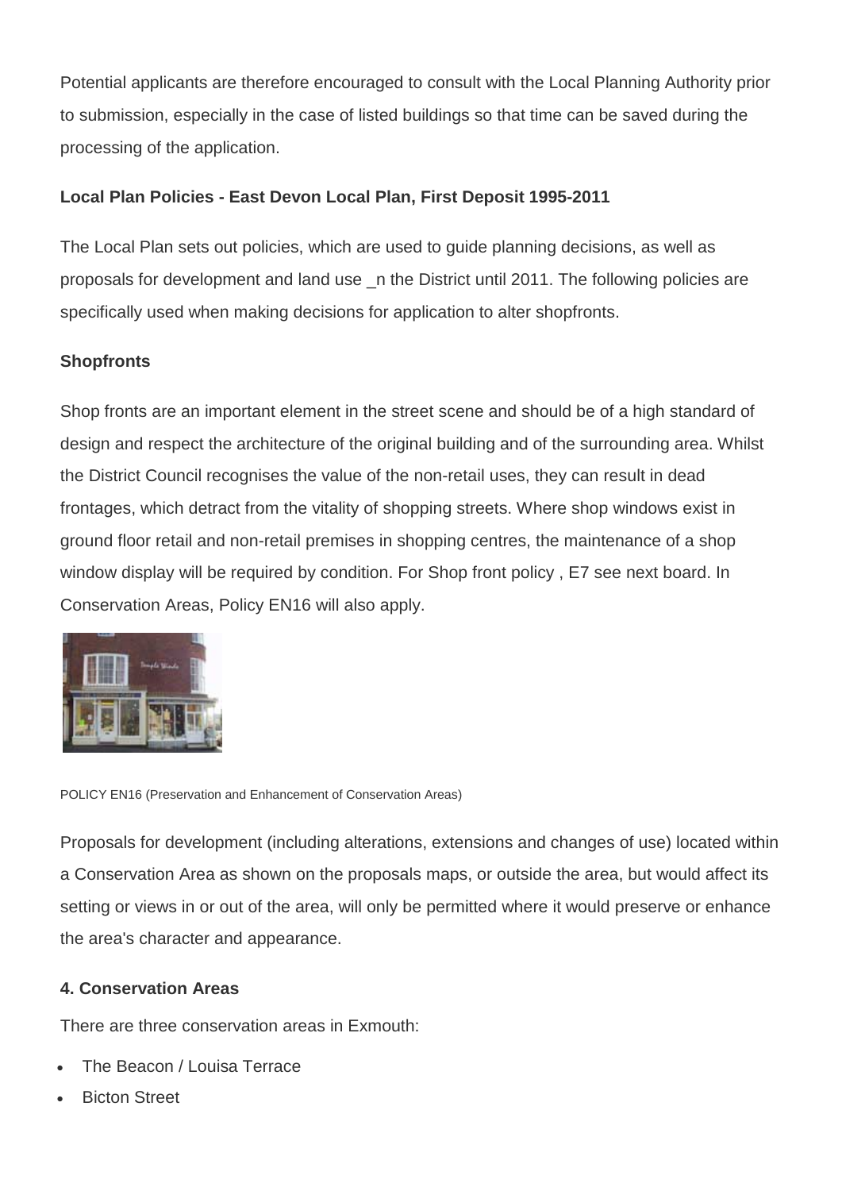Potential applicants are therefore encouraged to consult with the Local Planning Authority prior to submission, especially in the case of listed buildings so that time can be saved during the processing of the application.

**Local Plan Policies - East Devon Local Plan, First Deposit 1995-2011**

The Local Plan sets out policies, which are used to guide planning decisions, as well as proposals for development and land use _n the District until 2011. The following policies are specifically used when making decisions for application to alter shopfronts.

**Shopfronts**

Shop fronts are an important element in the street scene and should be of a high standard of design and respect the architecture of the original building and of the surrounding area. Whilst the District Council recognises the value of the non-retail uses, they can result in dead frontages, which detract from the vitality of shopping streets. Where shop windows exist in ground floor retail and non-retail premises in shopping centres, the maintenance of a shop window display will be required by condition. For Shop front policy , E7 see next board. In Conservation Areas, Policy EN16 will also apply.

POLICY EN16 (Preservation and Enhancement of Conservation Areas)

Proposals for development (including alterations, extensions and changes of use) located within a Conservation Area as shown on the proposals maps, or outside the area, but would affect its setting or views in or out of the area, will only be permitted where it would preserve or enhance the area's character and appearance.

**4. Conservation Areas**

There are three conservation areas in Exmouth:

- The Beacon / Louisa Terrace
- Bicton Street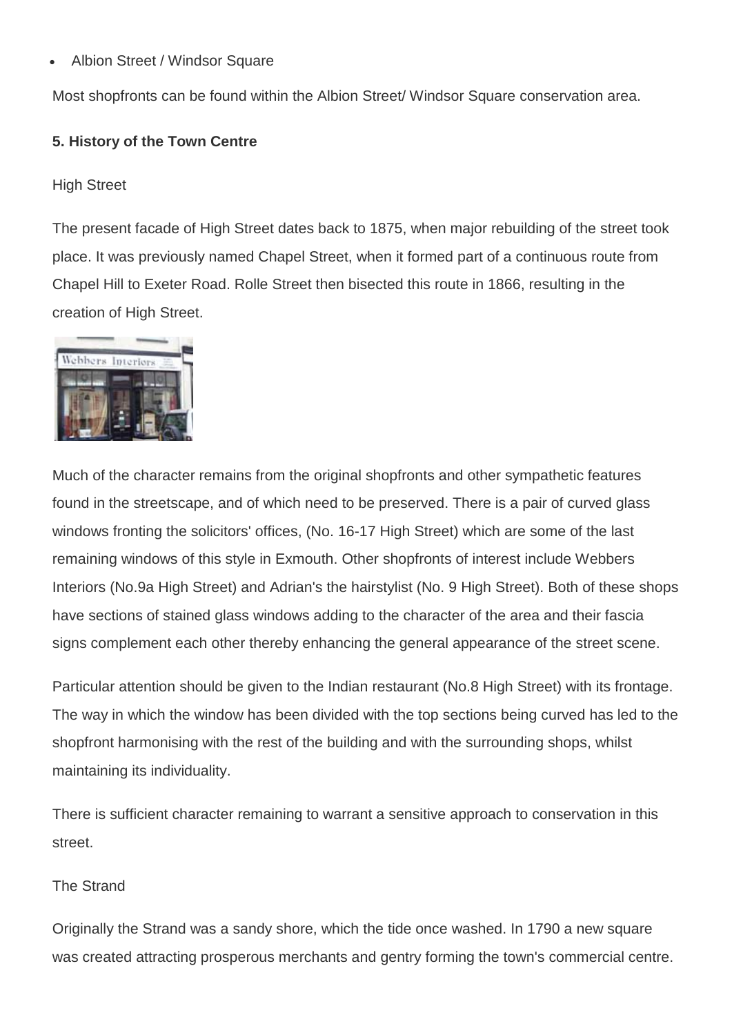- Albion Street / Windsor Square

Most shopfronts can be found within the Albion Street/ Windsor Square conservation area.

**5. History of the Town Centre**

High Street

The present facade of High Street dates back to 1875, when major rebuilding of the street took place. It was previously named Chapel Street, when it formed part of a continuous route from Chapel Hill to Exeter Road. Rolle Street then bisected this route in 1866, resulting in the creation of High Street.

Much of the character remains from the original shopfronts and other sympathetic features found in the streetscape, and of which need to be preserved. There is a pair of curved glass windows fronting the solicitors' offices, (No. 16-17 High Street) which are some of the last remaining windows of this style in Exmouth. Other shopfronts of interest include Webbers Interiors (No.9a High Street) and Adrian's the hairstylist (No. 9 High Street). Both of these shops have sections of stained glass windows adding to the character of the area and their fascia signs complement each other thereby enhancing the general appearance of the street scene.

Particular attention should be given to the Indian restaurant (No.8 High Street) with its frontage. The way in which the window has been divided with the top sections being curved has led to the shopfront harmonising with the rest of the building and with the surrounding shops, whilst maintaining its individuality.

There is sufficient character remaining to warrant a sensitive approach to conservation in this street.

The Strand

Originally the Strand was a sandy shore, which the tide once washed. In 1790 a new square was created attracting prosperous merchants and gentry forming the town's commercial centre.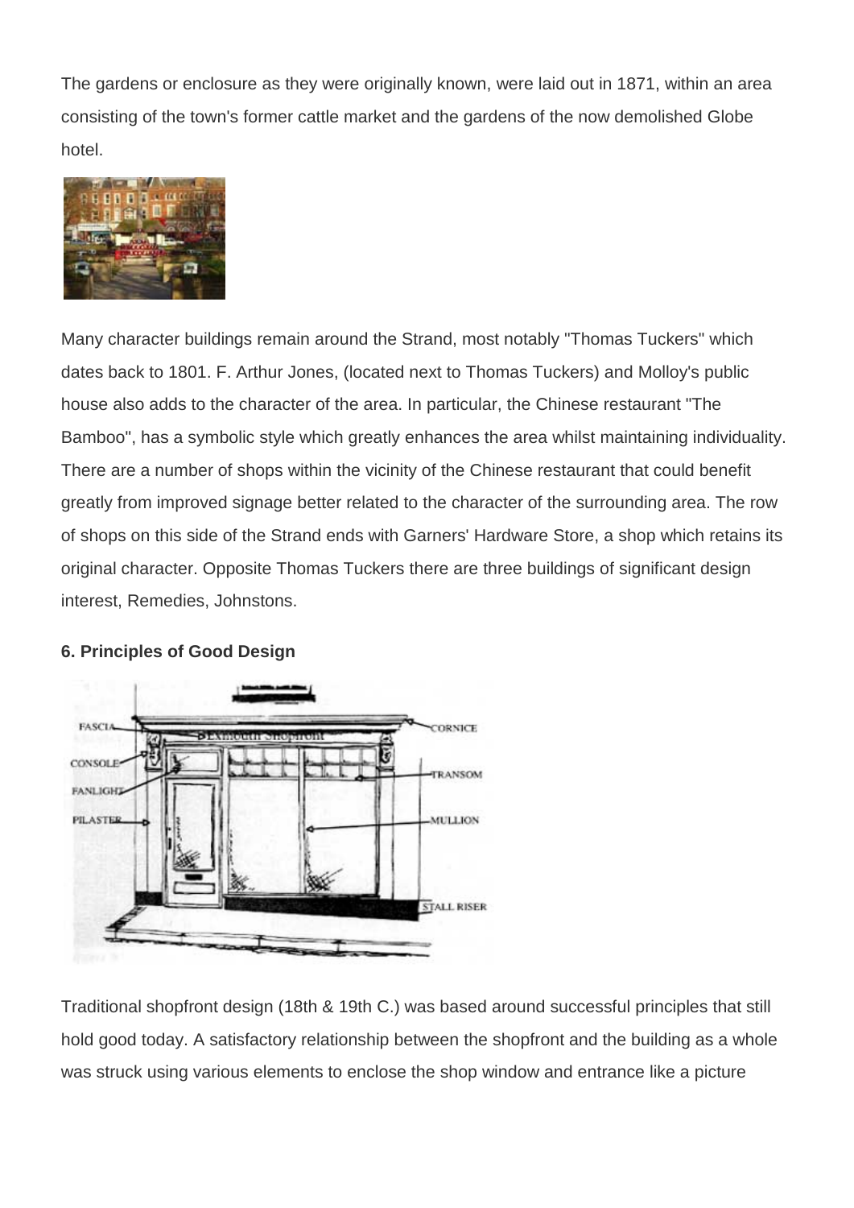The gardens or enclosure as they were originally known, were laid out in 1871, within an area consisting of the town's former cattle market and the gardens of the now demolished Globe hotel.

Many character buildings remain around the Strand, most notably "Thomas Tuckers" which dates back to 1801. F. Arthur Jones, (located next to Thomas Tuckers) and Molloy's public house also adds to the character of the area. In particular, the Chinese restaurant "The Bamboo", has a symbolic style which greatly enhances the area whilst maintaining individuality. There are a number of shops within the vicinity of the Chinese restaurant that could benefit greatly from improved signage better related to the character of the surrounding area. The row of shops on this side of the Strand ends with Garners' Hardware Store, a shop which retains its original character. Opposite Thomas Tuckers there are three buildings of significant design interest, Remedies, Johnstons.

**6. Principles of Good Design**

Traditional shopfront design (18th & 19th C.) was based around successful principles that still hold good today. A satisfactory relationship between the shopfront and the building as a whole was struck using various elements to enclose the shop window and entrance like a picture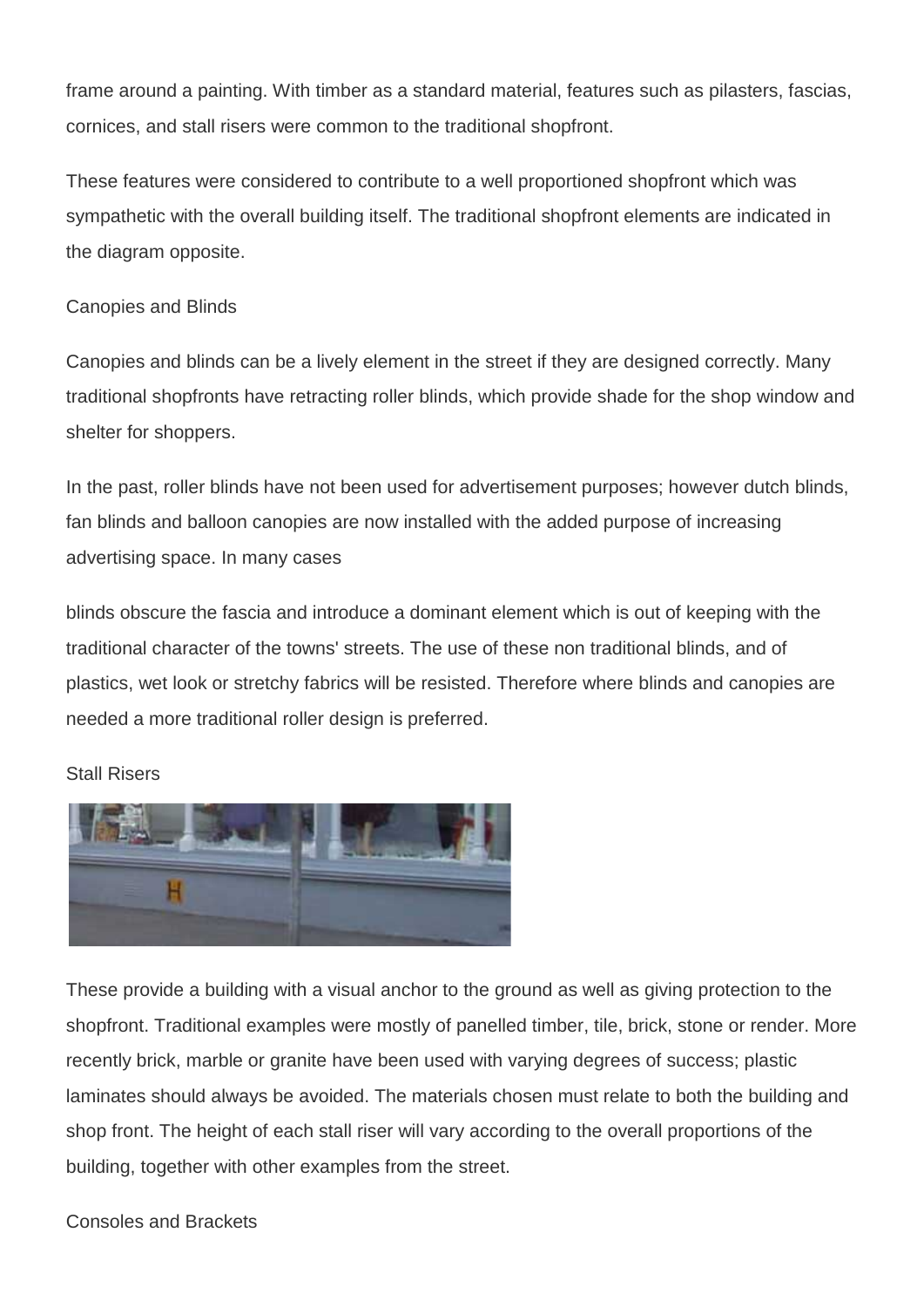frame around a painting. With timber as a standard material, features such as pilasters, fascias, cornices, and stall risers were common to the traditional shopfront.

These features were considered to contribute to a well proportioned shopfront which was sympathetic with the overall building itself. The traditional shopfront elements are indicated in the diagram opposite.

## Canopies and Blinds

Canopies and blinds can be a lively element in the street if they are designed correctly. Many traditional shopfronts have retracting roller blinds, which provide shade for the shop window and shelter for shoppers.

In the past, roller blinds have not been used for advertisement purposes; however dutch blinds, fan blinds and balloon canopies are now installed with the added purpose of increasing advertising space. In many cases

blinds obscure the fascia and introduce a dominant element which is out of keeping with the traditional character of the towns' streets. The use of these non traditional blinds, and of plastics, wet look or stretchy fabrics will be resisted. Therefore where blinds and canopies are needed a more traditional roller design is preferred.

## Stall Risers

These provide a building with a visual anchor to the ground as well as giving protection to the shopfront. Traditional examples were mostly of panelled timber, tile, brick, stone or render. More recently brick, marble or granite have been used with varying degrees of success; plastic laminates should always be avoided. The materials chosen must relate to both the building and shop front. The height of each stall riser will vary according to the overall proportions of the building, together with other examples from the street.

## Consoles and Brackets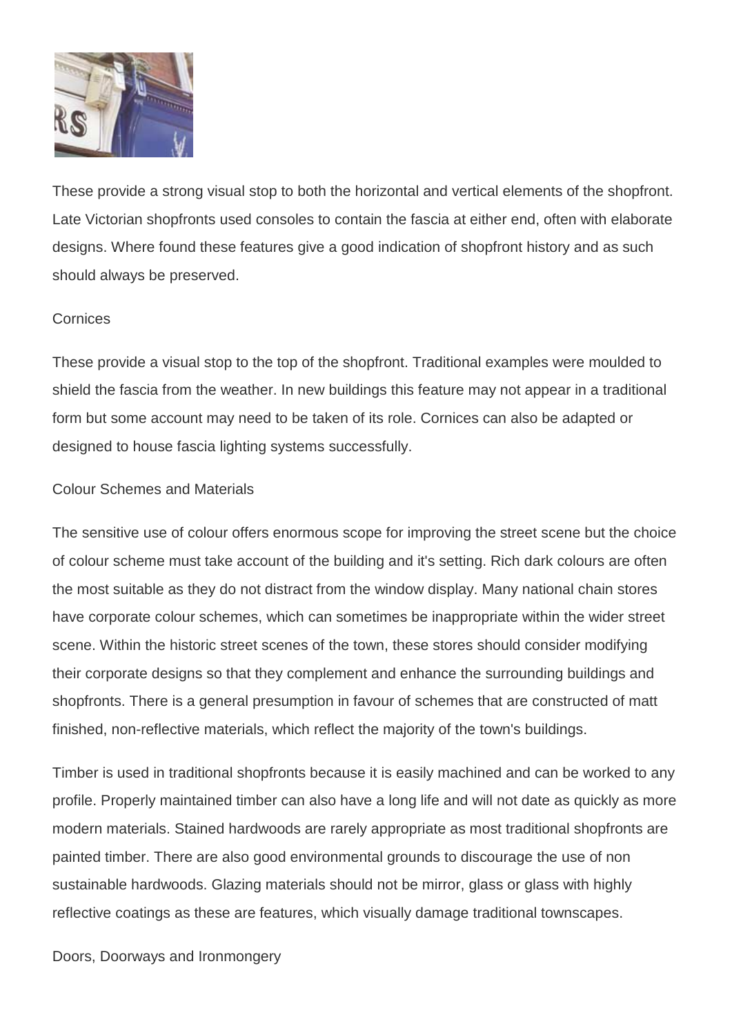These provide a strong visual stop to both the horizontal and vertical elements of the shopfront. Late Victorian shopfronts used consoles to contain the fascia at either end, often with elaborate designs. Where found these features give a good indication of shopfront history and as such should always be preserved.

## Cornices

These provide a visual stop to the top of the shopfront. Traditional examples were moulded to shield the fascia from the weather. In new buildings this feature may not appear in a traditional form but some account may need to be taken of its role. Cornices can also be adapted or designed to house fascia lighting systems successfully.

## Colour Schemes and Materials

The sensitive use of colour offers enormous scope for improving the street scene but the choice of colour scheme must take account of the building and it's setting. Rich dark colours are often the most suitable as they do not distract from the window display. Many national chain stores have corporate colour schemes, which can sometimes be inappropriate within the wider street scene. Within the historic street scenes of the town, these stores should consider modifying their corporate designs so that they complement and enhance the surrounding buildings and shopfronts. There is a general presumption in favour of schemes that are constructed of matt finished, non-reflective materials, which reflect the majority of the town's buildings.

Timber is used in traditional shopfronts because it is easily machined and can be worked to any profile. Properly maintained timber can also have a long life and will not date as quickly as more modern materials. Stained hardwoods are rarely appropriate as most traditional shopfronts are painted timber. There are also good environmental grounds to discourage the use of non sustainable hardwoods. Glazing materials should not be mirror, glass or glass with highly reflective coatings as these are features, which visually damage traditional townscapes.

## Doors, Doorways and Ironmongery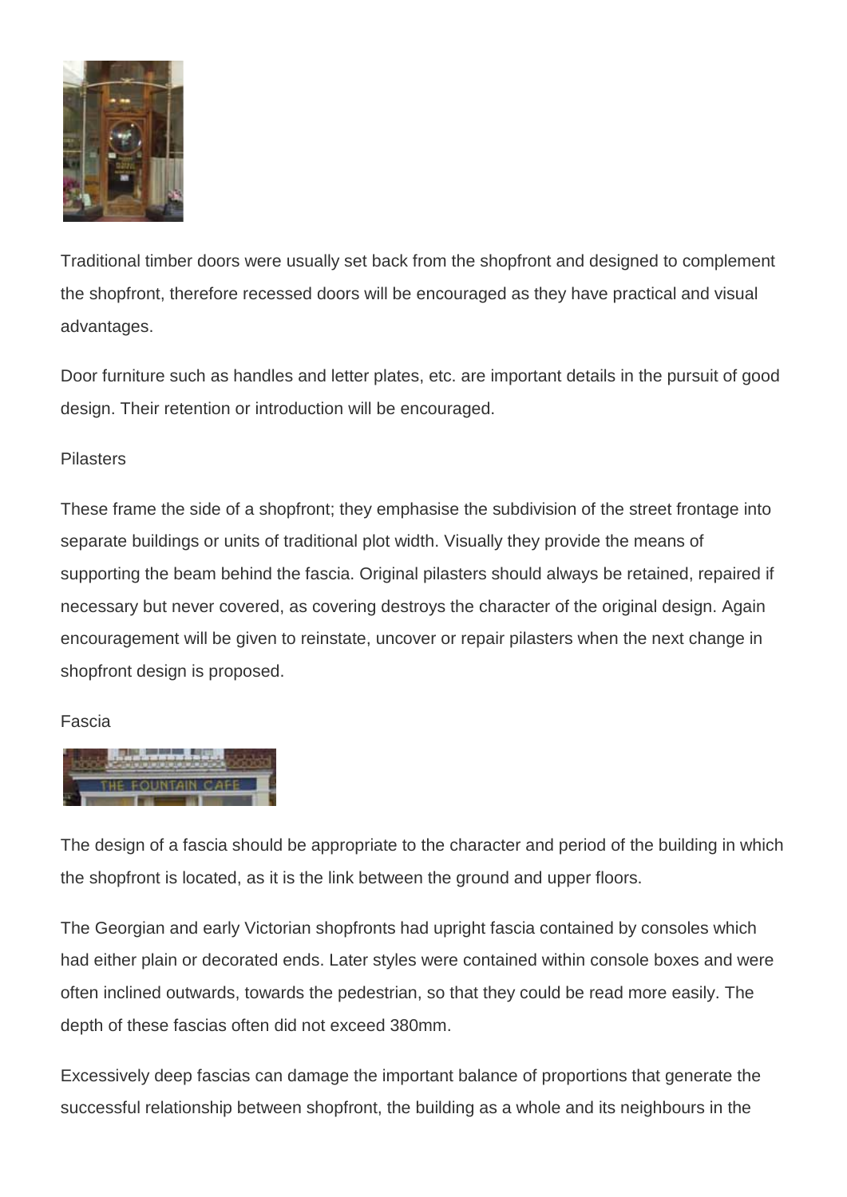Traditional timber doors were usually set back from the shopfront and designed to complement the shopfront, therefore recessed doors will be encouraged as they have practical and visual advantages.

Door furniture such as handles and letter plates, etc. are important details in the pursuit of good design. Their retention or introduction will be encouraged.

## Pilasters

These frame the side of a shopfront; they emphasise the subdivision of the street frontage into separate buildings or units of traditional plot width. Visually they provide the means of supporting the beam behind the fascia. Original pilasters should always be retained, repaired if necessary but never covered, as covering destroys the character of the original design. Again encouragement will be given to reinstate, uncover or repair pilasters when the next change in shopfront design is proposed.

## Fascia

The design of a fascia should be appropriate to the character and period of the building in which the shopfront is located, as it is the link between the ground and upper floors.

The Georgian and early Victorian shopfronts had upright fascia contained by consoles which had either plain or decorated ends. Later styles were contained within console boxes and were often inclined outwards, towards the pedestrian, so that they could be read more easily. The depth of these fascias often did not exceed 380mm.

Excessively deep fascias can damage the important balance of proportions that generate the successful relationship between shopfront, the building as a whole and its neighbours in the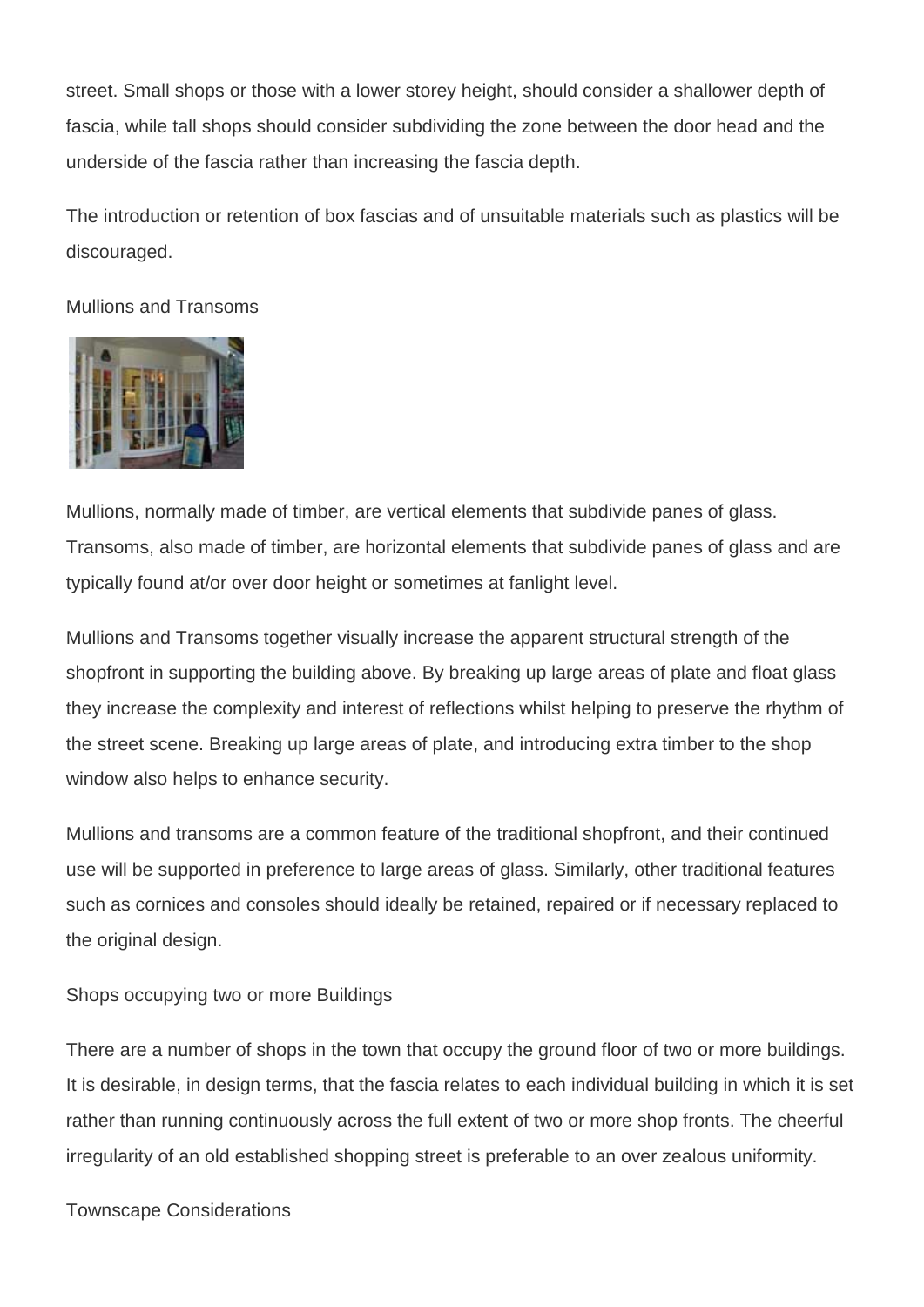street. Small shops or those with a lower storey height, should consider a shallower depth of fascia, while tall shops should consider subdividing the zone between the door head and the underside of the fascia rather than increasing the fascia depth.

The introduction or retention of box fascias and of unsuitable materials such as plastics will be discouraged.

Mullions and Transoms

Mullions, normally made of timber, are vertical elements that subdivide panes of glass. Transoms, also made of timber, are horizontal elements that subdivide panes of glass and are typically found at/or over door height or sometimes at fanlight level.

Mullions and Transoms together visually increase the apparent structural strength of the shopfront in supporting the building above. By breaking up large areas of plate and float glass they increase the complexity and interest of reflections whilst helping to preserve the rhythm of the street scene. Breaking up large areas of plate, and introducing extra timber to the shop window also helps to enhance security.

Mullions and transoms are a common feature of the traditional shopfront, and their continued use will be supported in preference to large areas of glass. Similarly, other traditional features such as cornices and consoles should ideally be retained, repaired or if necessary replaced to the original design.

Shops occupying two or more Buildings

There are a number of shops in the town that occupy the ground floor of two or more buildings. It is desirable, in design terms, that the fascia relates to each individual building in which it is set rather than running continuously across the full extent of two or more shop fronts. The cheerful irregularity of an old established shopping street is preferable to an over zealous uniformity.

Townscape Considerations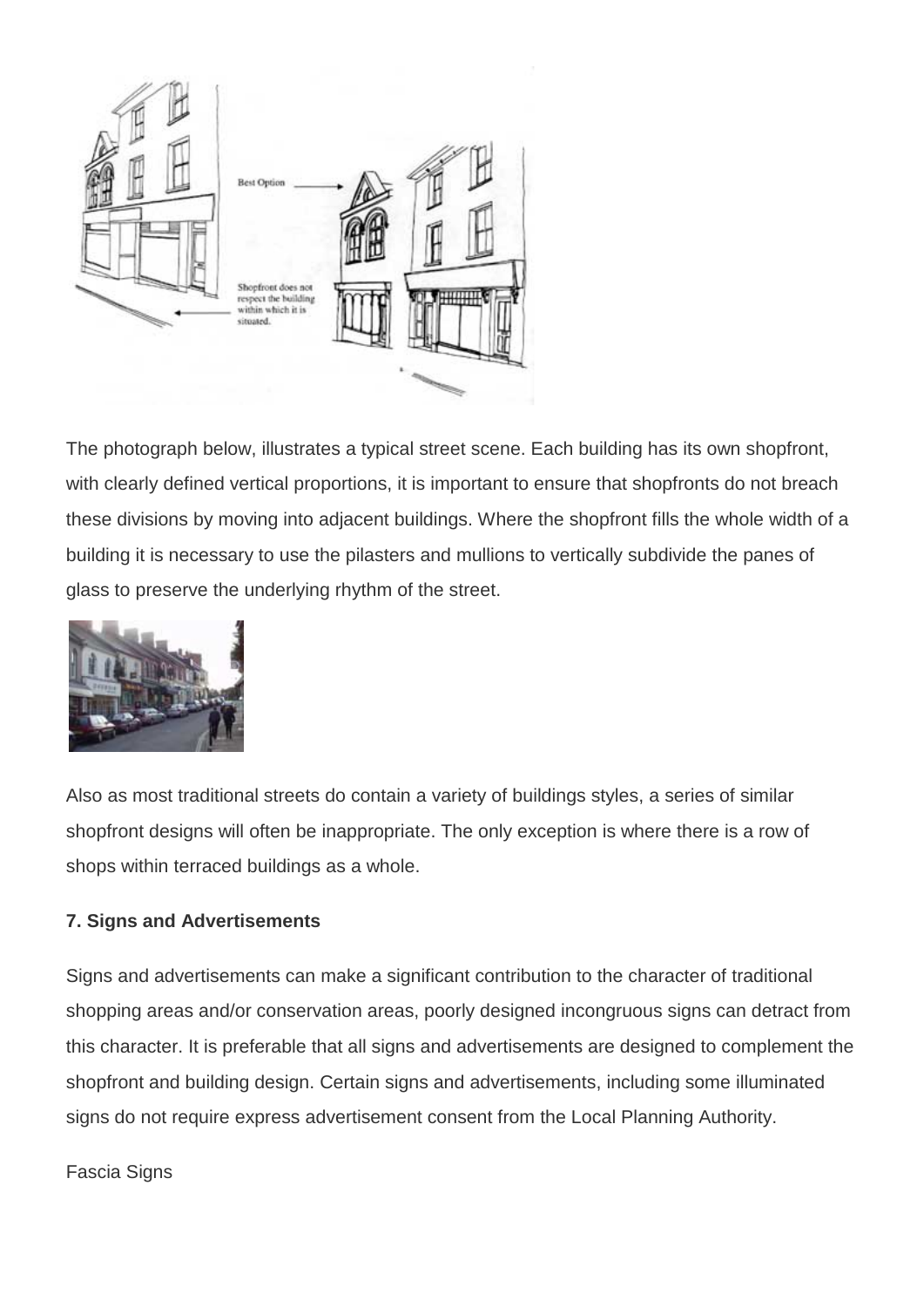The photograph below, illustrates a typical street scene. Each building has its own shopfront, with clearly defined vertical proportions, it is important to ensure that shopfronts do not breach these divisions by moving into adjacent buildings. Where the shopfront fills the whole width of a building it is necessary to use the pilasters and mullions to vertically subdivide the panes of glass to preserve the underlying rhythm of the street.

Also as most traditional streets do contain a variety of buildings styles, a series of similar shopfront designs will often be inappropriate. The only exception is where there is a row of shops within terraced buildings as a whole.

**7. Signs and Advertisements**

Signs and advertisements can make a significant contribution to the character of traditional shopping areas and/or conservation areas, poorly designed incongruous signs can detract from this character. It is preferable that all signs and advertisements are designed to complement the shopfront and building design. Certain signs and advertisements, including some illuminated signs do not require express advertisement consent from the Local Planning Authority.

Fascia Signs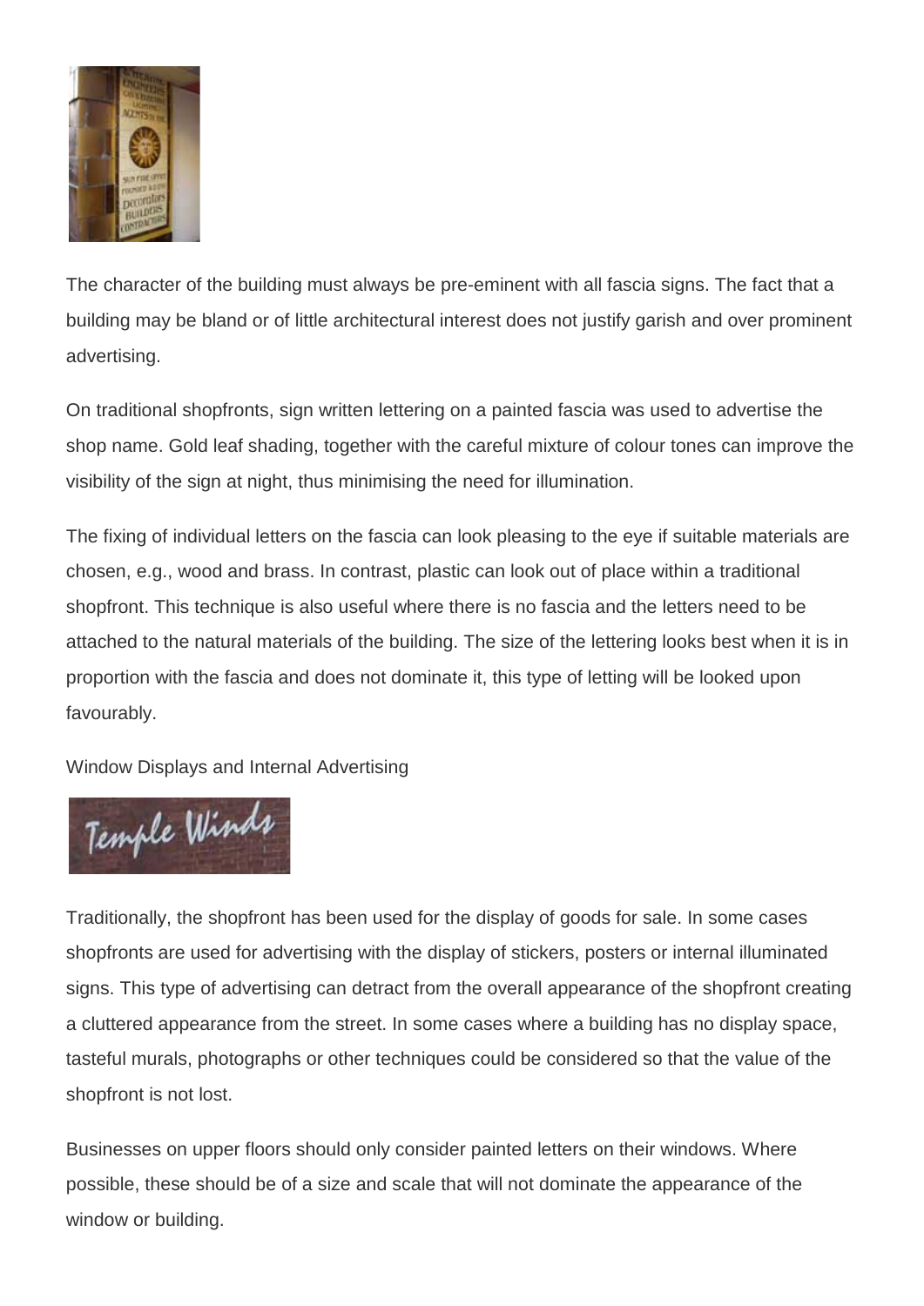The character of the building must always be pre-eminent with all fascia signs. The fact that a building may be bland or of little architectural interest does not justify garish and over prominent advertising.

On traditional shopfronts, sign written lettering on a painted fascia was used to advertise the shop name. Gold leaf shading, together with the careful mixture of colour tones can improve the visibility of the sign at night, thus minimising the need for illumination.

The fixing of individual letters on the fascia can look pleasing to the eye if suitable materials are chosen, e.g., wood and brass. In contrast, plastic can look out of place within a traditional shopfront. This technique is also useful where there is no fascia and the letters need to be attached to the natural materials of the building. The size of the lettering looks best when it is in proportion with the fascia and does not dominate it, this type of letting will be looked upon favourably.

## Window Displays and Internal Advertising

Traditionally, the shopfront has been used for the display of goods for sale. In some cases shopfronts are used for advertising with the display of stickers, posters or internal illuminated signs. This type of advertising can detract from the overall appearance of the shopfront creating a cluttered appearance from the street. In some cases where a building has no display space, tasteful murals, photographs or other techniques could be considered so that the value of the shopfront is not lost.

Businesses on upper floors should only consider painted letters on their windows. Where possible, these should be of a size and scale that will not dominate the appearance of the window or building.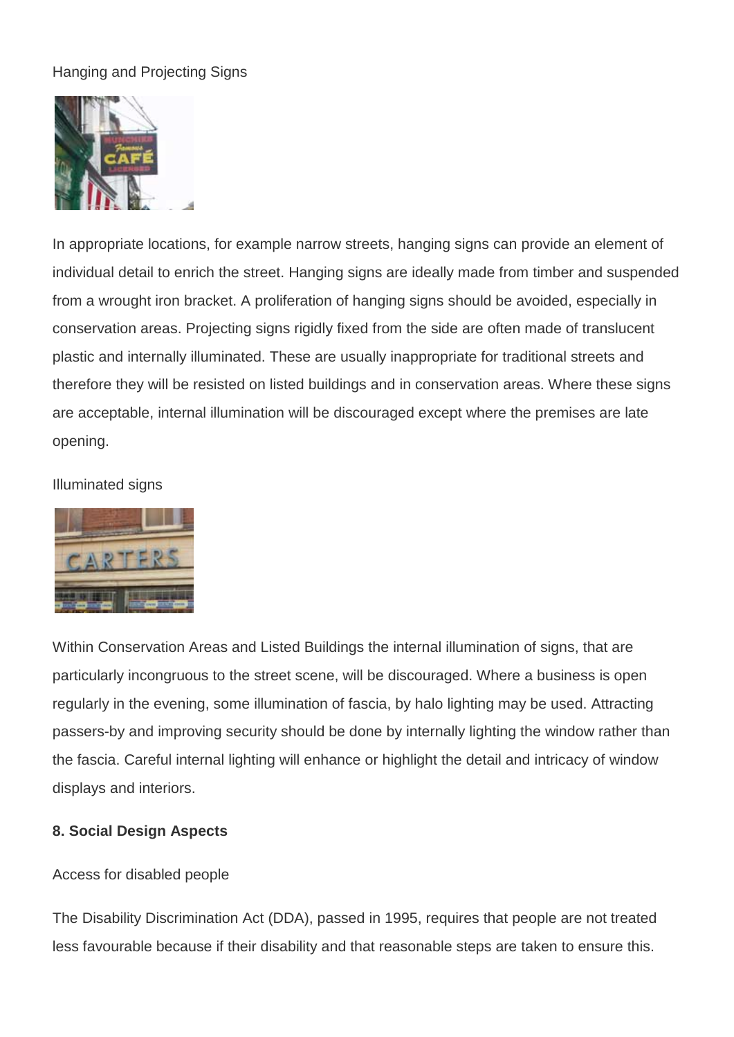Hanging and Projecting Signs

In appropriate locations, for example narrow streets, hanging signs can provide an element of individual detail to enrich the street. Hanging signs are ideally made from timber and suspended from a wrought iron bracket. A proliferation of hanging signs should be avoided, especially in conservation areas. Projecting signs rigidly fixed from the side are often made of translucent plastic and internally illuminated. These are usually inappropriate for traditional streets and therefore they will be resisted on listed buildings and in conservation areas. Where these signs are acceptable, internal illumination will be discouraged except where the premises are late opening.

Illuminated signs

Within Conservation Areas and Listed Buildings the internal illumination of signs, that are particularly incongruous to the street scene, will be discouraged. Where a business is open regularly in the evening, some illumination of fascia, by halo lighting may be used. Attracting passers-by and improving security should be done by internally lighting the window rather than the fascia. Careful internal lighting will enhance or highlight the detail and intricacy of window displays and interiors.

## 8. Social Design Aspects

Access for disabled people

The Disability Discrimination Act (DDA), passed in 1995, requires that people are not treated less favourable because if their disability and that reasonable steps are taken to ensure this.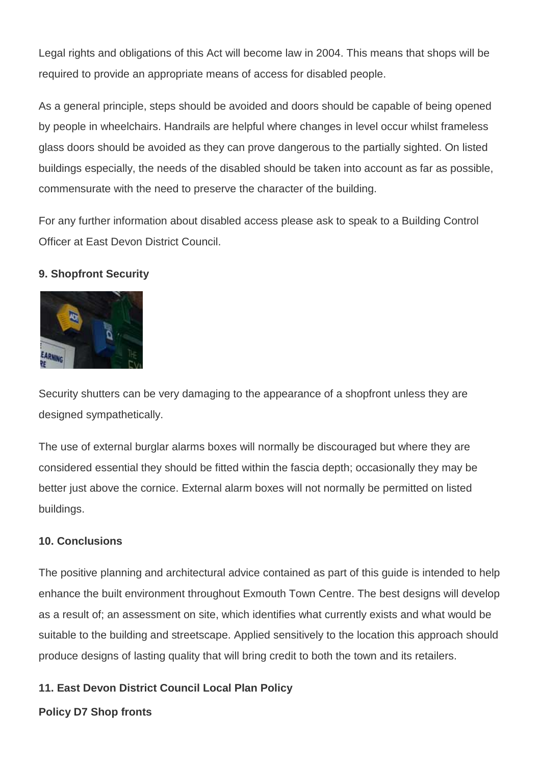Legal rights and obligations of this Act will become law in 2004. This means that shops will be required to provide an appropriate means of access for disabled people.

As a general principle, steps should be avoided and doors should be capable of being opened by people in wheelchairs. Handrails are helpful where changes in level occur whilst frameless glass doors should be avoided as they can prove dangerous to the partially sighted. On listed buildings especially, the needs of the disabled should be taken into account as far as possible, commensurate with the need to preserve the character of the building.

For any further information about disabled access please ask to speak to a Building Control Officer at East Devon District Council.

**9. Shopfront Security**

Security shutters can be very damaging to the appearance of a shopfront unless they are designed sympathetically.

The use of external burglar alarms boxes will normally be discouraged but where they are considered essential they should be fitted within the fascia depth; occasionally they may be better just above the cornice. External alarm boxes will not normally be permitted on listed buildings.

**10. Conclusions**

The positive planning and architectural advice contained as part of this guide is intended to help enhance the built environment throughout Exmouth Town Centre. The best designs will develop as a result of; an assessment on site, which identifies what currently exists and what would be suitable to the building and streetscape. Applied sensitively to the location this approach should produce designs of lasting quality that will bring credit to both the town and its retailers.

**11. East Devon District Council Local Plan Policy**

**Policy D7 Shop fronts**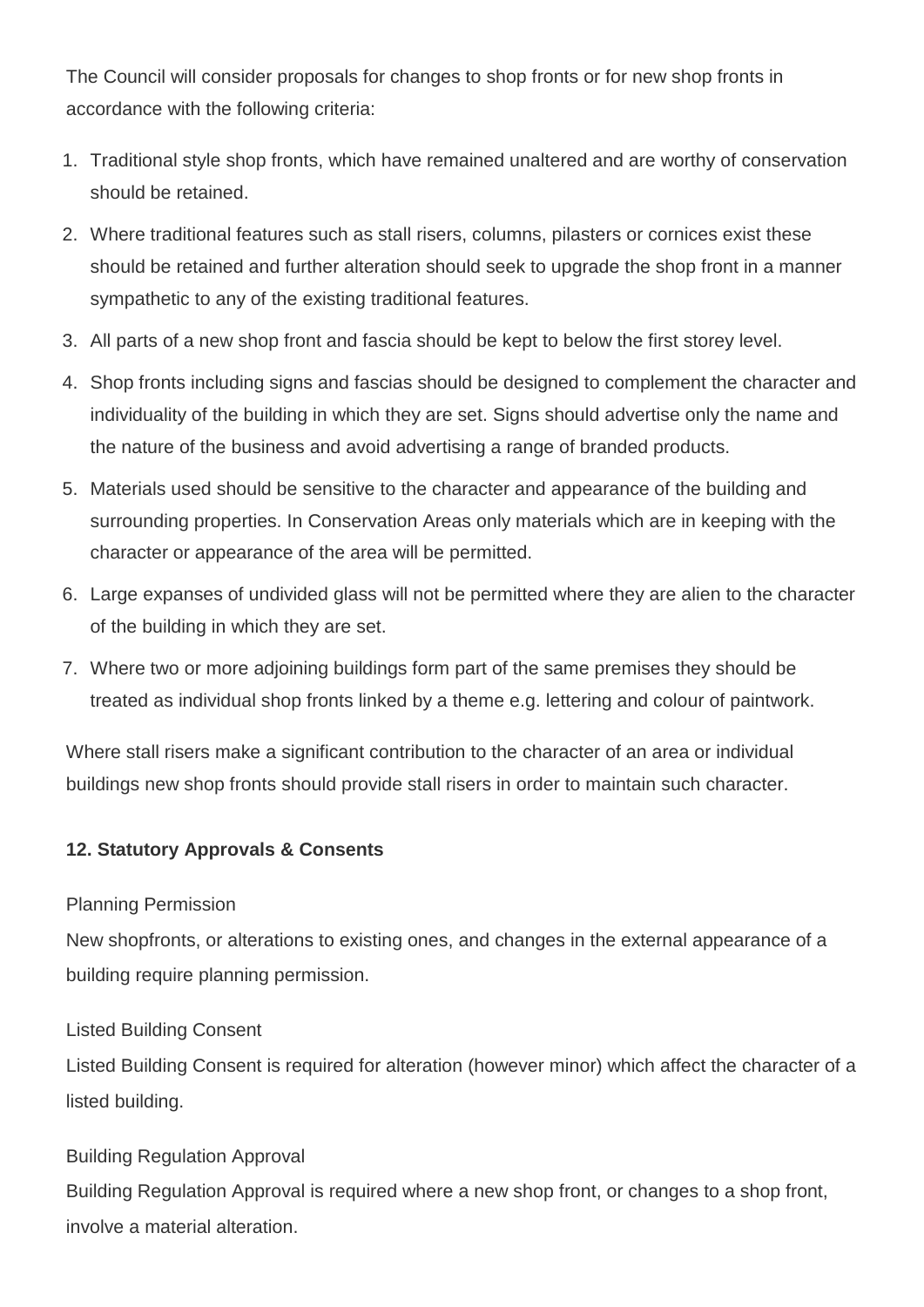The Council will consider proposals for changes to shop fronts or for new shop fronts in accordance with the following criteria:

1. Traditional style shop fronts, which have remained unaltered and are worthy of conservation should be retained.
2. Where traditional features such as stall risers, columns, pilasters or cornices exist these should be retained and further alteration should seek to upgrade the shop front in a manner sympathetic to any of the existing traditional features.
3. All parts of a new shop front and fascia should be kept to below the first storey level.
4. Shop fronts including signs and fascias should be designed to complement the character and individuality of the building in which they are set. Signs should advertise only the name and the nature of the business and avoid advertising a range of branded products.
5. Materials used should be sensitive to the character and appearance of the building and surrounding properties. In Conservation Areas only materials which are in keeping with the character or appearance of the area will be permitted.
6. Large expanses of undivided glass will not be permitted where they are alien to the character of the building in which they are set.
7. Where two or more adjoining buildings form part of the same premises they should be treated as individual shop fronts linked by a theme e.g. lettering and colour of paintwork.

Where stall risers make a significant contribution to the character of an area or individual buildings new shop fronts should provide stall risers in order to maintain such character.

## 12. Statutory Approvals & Consents

Planning Permission

New shopfronts, or alterations to existing ones, and changes in the external appearance of a building require planning permission.

Listed Building Consent

Listed Building Consent is required for alteration (however minor) which affect the character of a listed building.

Building Regulation Approval

Building Regulation Approval is required where a new shop front, or changes to a shop front, involve a material alteration.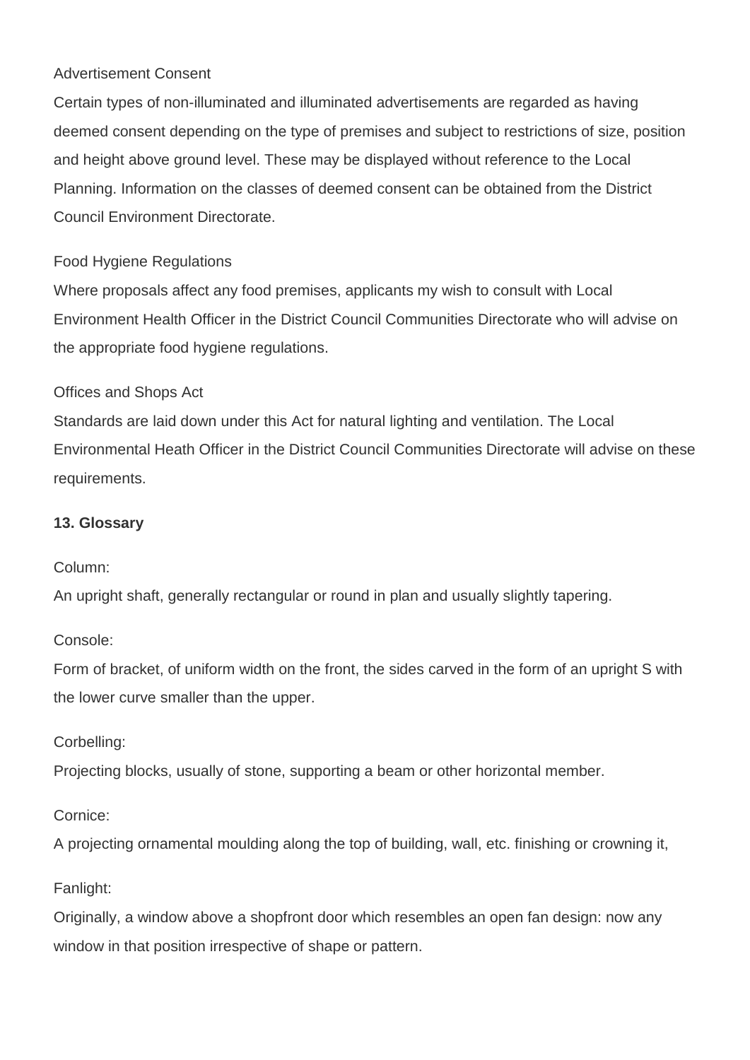Advertisement Consent

Certain types of non-illuminated and illuminated advertisements are regarded as having deemed consent depending on the type of premises and subject to restrictions of size, position and height above ground level. These may be displayed without reference to the Local Planning. Information on the classes of deemed consent can be obtained from the District Council Environment Directorate.

Food Hygiene Regulations

Where proposals affect any food premises, applicants my wish to consult with Local Environment Health Officer in the District Council Communities Directorate who will advise on the appropriate food hygiene regulations.

Offices and Shops Act

Standards are laid down under this Act for natural lighting and ventilation. The Local Environmental Heath Officer in the District Council Communities Directorate will advise on these requirements.

**13. Glossary**

Column:

An upright shaft, generally rectangular or round in plan and usually slightly tapering.

Console:

Form of bracket, of uniform width on the front, the sides carved in the form of an upright S with the lower curve smaller than the upper.

Corbelling:

Projecting blocks, usually of stone, supporting a beam or other horizontal member.

Cornice:

A projecting ornamental moulding along the top of building, wall, etc. finishing or crowning it,

Fanlight:

Originally, a window above a shopfront door which resembles an open fan design: now any window in that position irrespective of shape or pattern.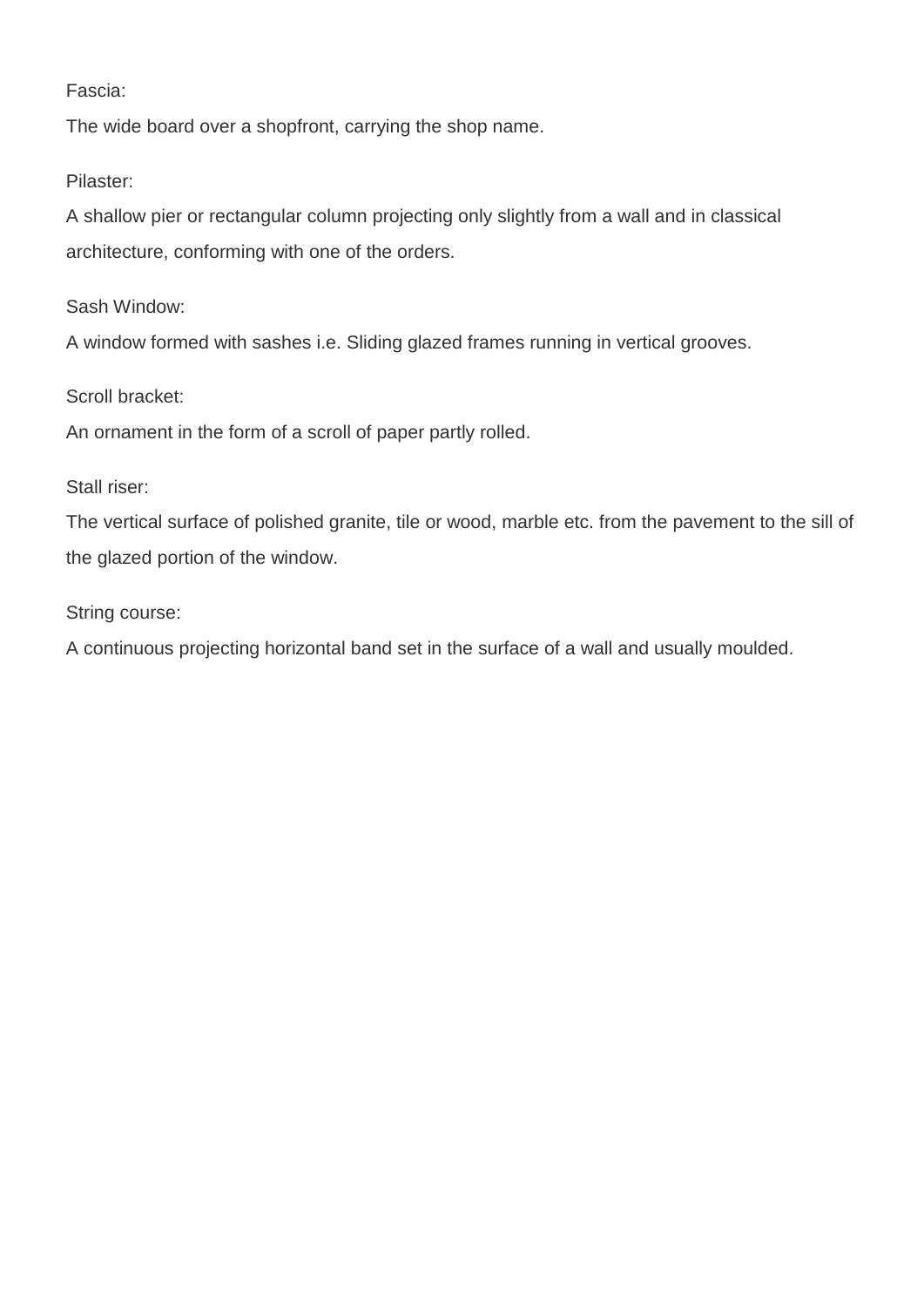Fascia:

The wide board over a shopfront, carrying the shop name.

Pilaster:

A shallow pier or rectangular column projecting only slightly from a wall and in classical architecture, conforming with one of the orders.

Sash Window:

A window formed with sashes i.e. Sliding glazed frames running in vertical grooves.

Scroll bracket:

An ornament in the form of a scroll of paper partly rolled.

Stall riser:

The vertical surface of polished granite, tile or wood, marble etc. from the pavement to the sill of the glazed portion of the window.

String course:

A continuous projecting horizontal band set in the surface of a wall and usually moulded.